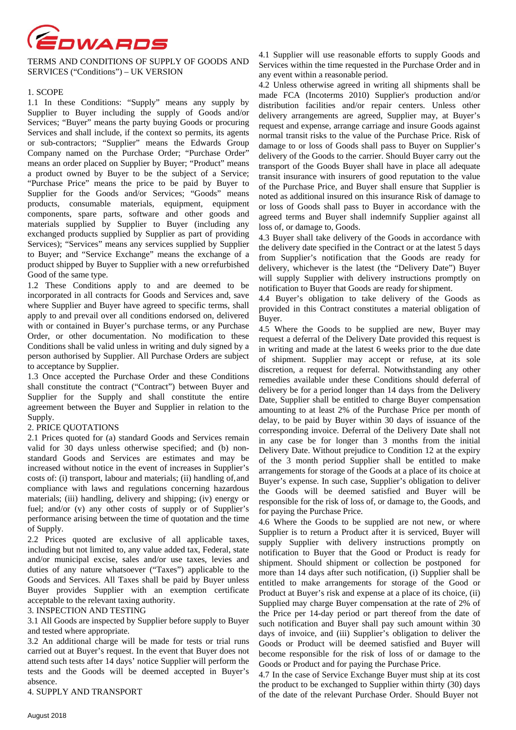EDWARDS

TERMS AND CONDITIONS OF SUPPLY OF GOODS AND SERVICES ("Conditions") – UK VERSION

## 1. SCOPE

1.1 In these Conditions: "Supply" means any supply by Supplier to Buyer including the supply of Goods and/or Services; "Buyer" means the party buying Goods or procuring Services and shall include, if the context so permits, its agents or sub-contractors; "Supplier" means the Edwards Group Company named on the Purchase Order; "Purchase Order" means an order placed on Supplier by Buyer; "Product" means a product owned by Buyer to be the subject of a Service; "Purchase Price" means the price to be paid by Buyer to Supplier for the Goods and/or Services; "Goods" means products, consumable materials, equipment, equipment components, spare parts, software and other goods and materials supplied by Supplier to Buyer (including any exchanged products supplied by Supplier as part of providing Services); "Services" means any services supplied by Supplier to Buyer; and "Service Exchange" means the exchange of a product shipped by Buyer to Supplier with a new or refurbished Good of the same type.

1.2 These Conditions apply to and are deemed to be incorporated in all contracts for Goods and Services and, save where Supplier and Buyer have agreed to specific terms, shall apply to and prevail over all conditions endorsed on, delivered with or contained in Buyer's purchase terms, or any Purchase Order, or other documentation. No modification to these Conditions shall be valid unless in writing and duly signed by a person authorised by Supplier. All Purchase Orders are subject to acceptance by Supplier.

1.3 Once accepted the Purchase Order and these Conditions shall constitute the contract ("Contract") between Buyer and Supplier for the Supply and shall constitute the entire agreement between the Buyer and Supplier in relation to the Supply.

## 2. PRICE QUOTATIONS

2.1 Prices quoted for (a) standard Goods and Services remain valid for 30 days unless otherwise specified; and (b) non-standard Goods and Services are estimates and may be increased without notice in the event of increases in Supplier's costs of: (i) transport, labour and materials; (ii) handling of, and compliance with laws and regulations concerning hazardous materials; (iii) handling, delivery and shipping; (iv) energy or fuel; and/or (v) any other costs of supply or of Supplier's performance arising between the time of quotation and the time of Supply.

2.2 Prices quoted are exclusive of all applicable taxes, including but not limited to, any value added tax, Federal, state and/or municipal excise, sales and/or use taxes, levies and duties of any nature whatsoever ("Taxes") applicable to the Goods and Services. All Taxes shall be paid by Buyer unless Buyer provides Supplier with an exemption certificate acceptable to the relevant taxing authority.

## 3. INSPECTION AND TESTING

3.1 All Goods are inspected by Supplier before supply to Buyer and tested where appropriate.

3.2 An additional charge will be made for tests or trial runs carried out at Buyer's request. In the event that Buyer does not attend such tests after 14 days' notice Supplier will perform the tests and the Goods will be deemed accepted in Buyer's absence.

## 4. SUPPLY AND TRANSPORT

4.1 Supplier will use reasonable efforts to supply Goods and Services within the time requested in the Purchase Order and in any event within a reasonable period.

4.2 Unless otherwise agreed in writing all shipments shall be made FCA (Incoterms 2010) Supplier's production and/or distribution facilities and/or repair centers. Unless other delivery arrangements are agreed, Supplier may, at Buyer's request and expense, arrange carriage and insure Goods against normal transit risks to the value of the Purchase Price. Risk of damage to or loss of Goods shall pass to Buyer on Supplier's delivery of the Goods to the carrier. Should Buyer carry out the transport of the Goods Buyer shall have in place all adequate transit insurance with insurers of good reputation to the value of the Purchase Price, and Buyer shall ensure that Supplier is noted as additional insured on this insurance Risk of damage to or loss of Goods shall pass to Buyer in accordance with the agreed terms and Buyer shall indemnify Supplier against all loss of, or damage to, Goods.

4.3 Buyer shall take delivery of the Goods in accordance with the delivery date specified in the Contract or at the latest 5 days from Supplier's notification that the Goods are ready for delivery, whichever is the latest (the "Delivery Date") Buyer will supply Supplier with delivery instructions promptly on notification to Buyer that Goods are ready for shipment.

4.4 Buyer's obligation to take delivery of the Goods as provided in this Contract constitutes a material obligation of Buyer.

4.5 Where the Goods to be supplied are new, Buyer may request a deferral of the Delivery Date provided this request is in writing and made at the latest 6 weeks prior to the due date of shipment. Supplier may accept or refuse, at its sole discretion, a request for deferral. Notwithstanding any other remedies available under these Conditions should deferral of delivery be for a period longer than 14 days from the Delivery Date, Supplier shall be entitled to charge Buyer compensation amounting to at least 2% of the Purchase Price per month of delay, to be paid by Buyer within 30 days of issuance of the corresponding invoice. Deferral of the Delivery Date shall not in any case be for longer than 3 months from the initial Delivery Date. Without prejudice to Condition 12 at the expiry of the 3 month period Supplier shall be entitled to make arrangements for storage of the Goods at a place of its choice at Buyer's expense. In such case, Supplier's obligation to deliver the Goods will be deemed satisfied and Buyer will be responsible for the risk of loss of, or damage to, the Goods, and for paying the Purchase Price.

4.6 Where the Goods to be supplied are not new, or where Supplier is to return a Product after it is serviced, Buyer will supply Supplier with delivery instructions promptly on notification to Buyer that the Good or Product is ready for shipment. Should shipment or collection be postponed for more than 14 days after such notification, (i) Supplier shall be entitled to make arrangements for storage of the Good or Product at Buyer's risk and expense at a place of its choice, (ii) Supplied may charge Buyer compensation at the rate of 2% of the Price per 14-day period or part thereof from the date of such notification and Buyer shall pay such amount within 30 days of invoice, and (iii) Supplier's obligation to deliver the Goods or Product will be deemed satisfied and Buyer will become responsible for the risk of loss of or damage to the Goods or Product and for paying the Purchase Price.

4.7 In the case of Service Exchange Buyer must ship at its cost the product to be exchanged to Supplier within thirty (30) days of the date of the relevant Purchase Order. Should Buyer not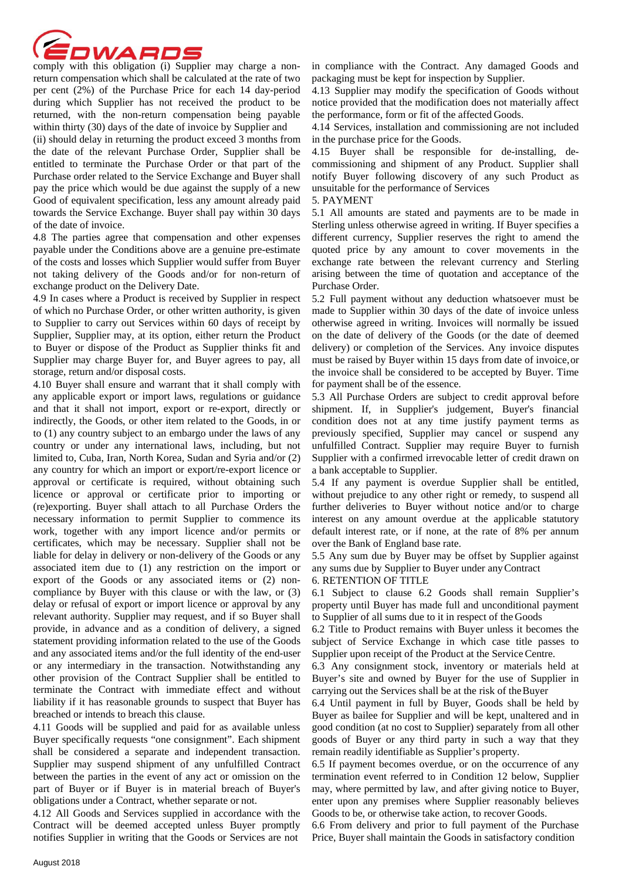comply with this obligation (i) Supplier may charge a non-return compensation which shall be calculated at the rate of two per cent (2%) of the Purchase Price for each 14 day-period during which Supplier has not received the product to be returned, with the non-return compensation being payable within thirty (30) days of the date of invoice by Supplier and

(ii) should delay in returning the product exceed 3 months from the date of the relevant Purchase Order, Supplier shall be entitled to terminate the Purchase Order or that part of the Purchase order related to the Service Exchange and Buyer shall pay the price which would be due against the supply of a new Good of equivalent specification, less any amount already paid towards the Service Exchange. Buyer shall pay within 30 days of the date of invoice.

4.8 The parties agree that compensation and other expenses payable under the Conditions above are a genuine pre-estimate of the costs and losses which Supplier would suffer from Buyer not taking delivery of the Goods and/or for non-return of exchange product on the Delivery Date.

4.9 In cases where a Product is received by Supplier in respect of which no Purchase Order, or other written authority, is given to Supplier to carry out Services within 60 days of receipt by Supplier, Supplier may, at its option, either return the Product to Buyer or dispose of the Product as Supplier thinks fit and Supplier may charge Buyer for, and Buyer agrees to pay, all storage, return and/or disposal costs.

4.10 Buyer shall ensure and warrant that it shall comply with any applicable export or import laws, regulations or guidance and that it shall not import, export or re-export, directly or indirectly, the Goods, or other item related to the Goods, in or to (1) any country subject to an embargo under the laws of any country or under any international laws, including, but not limited to, Cuba, Iran, North Korea, Sudan and Syria and/or (2) any country for which an import or export/re-export licence or approval or certificate is required, without obtaining such licence or approval or certificate prior to importing or (re)exporting. Buyer shall attach to all Purchase Orders the necessary information to permit Supplier to commence its work, together with any import licence and/or permits or certificates, which may be necessary. Supplier shall not be liable for delay in delivery or non-delivery of the Goods or any associated item due to (1) any restriction on the import or export of the Goods or any associated items or (2) non-compliance by Buyer with this clause or with the law, or (3) delay or refusal of export or import licence or approval by any relevant authority. Supplier may request, and if so Buyer shall provide, in advance and as a condition of delivery, a signed statement providing information related to the use of the Goods and any associated items and/or the full identity of the end-user or any intermediary in the transaction. Notwithstanding any other provision of the Contract Supplier shall be entitled to terminate the Contract with immediate effect and without liability if it has reasonable grounds to suspect that Buyer has breached or intends to breach this clause.

4.11 Goods will be supplied and paid for as available unless Buyer specifically requests "one consignment". Each shipment shall be considered a separate and independent transaction. Supplier may suspend shipment of any unfulfilled Contract between the parties in the event of any act or omission on the part of Buyer or if Buyer is in material breach of Buyer's obligations under a Contract, whether separate or not.

4.12 All Goods and Services supplied in accordance with the Contract will be deemed accepted unless Buyer promptly notifies Supplier in writing that the Goods or Services are not in compliance with the Contract. Any damaged Goods and packaging must be kept for inspection by Supplier.

4.13 Supplier may modify the specification of Goods without notice provided that the modification does not materially affect the performance, form or fit of the affected Goods.

4.14 Services, installation and commissioning are not included in the purchase price for the Goods.

4.15 Buyer shall be responsible for de-installing, de-commissioning and shipment of any Product. Supplier shall notify Buyer following discovery of any such Product as unsuitable for the performance of Services

5. PAYMENT

5.1 All amounts are stated and payments are to be made in Sterling unless otherwise agreed in writing. If Buyer specifies a different currency, Supplier reserves the right to amend the quoted price by any amount to cover movements in the exchange rate between the relevant currency and Sterling arising between the time of quotation and acceptance of the Purchase Order.

5.2 Full payment without any deduction whatsoever must be made to Supplier within 30 days of the date of invoice unless otherwise agreed in writing. Invoices will normally be issued on the date of delivery of the Goods (or the date of deemed delivery) or completion of the Services. Any invoice disputes must be raised by Buyer within 15 days from date of invoice, or the invoice shall be considered to be accepted by Buyer. Time for payment shall be of the essence.

5.3 All Purchase Orders are subject to credit approval before shipment. If, in Supplier's judgement, Buyer's financial condition does not at any time justify payment terms as previously specified, Supplier may cancel or suspend any unfulfilled Contract. Supplier may require Buyer to furnish Supplier with a confirmed irrevocable letter of credit drawn on a bank acceptable to Supplier.

5.4 If any payment is overdue Supplier shall be entitled, without prejudice to any other right or remedy, to suspend all further deliveries to Buyer without notice and/or to charge interest on any amount overdue at the applicable statutory default interest rate, or if none, at the rate of 8% per annum over the Bank of England base rate.

5.5 Any sum due by Buyer may be offset by Supplier against any sums due by Supplier to Buyer under any Contract

6. RETENTION OF TITLE

6.1 Subject to clause 6.2 Goods shall remain Supplier's property until Buyer has made full and unconditional payment to Supplier of all sums due to it in respect of the Goods

6.2 Title to Product remains with Buyer unless it becomes the subject of Service Exchange in which case title passes to Supplier upon receipt of the Product at the Service Centre.

6.3 Any consignment stock, inventory or materials held at Buyer's site and owned by Buyer for the use of Supplier in carrying out the Services shall be at the risk of the Buyer

6.4 Until payment in full by Buyer, Goods shall be held by Buyer as bailee for Supplier and will be kept, unaltered and in good condition (at no cost to Supplier) separately from all other goods of Buyer or any third party in such a way that they remain readily identifiable as Supplier's property.

6.5 If payment becomes overdue, or on the occurrence of any termination event referred to in Condition 12 below, Supplier may, where permitted by law, and after giving notice to Buyer, enter upon any premises where Supplier reasonably believes Goods to be, or otherwise take action, to recover Goods.

6.6 From delivery and prior to full payment of the Purchase Price, Buyer shall maintain the Goods in satisfactory condition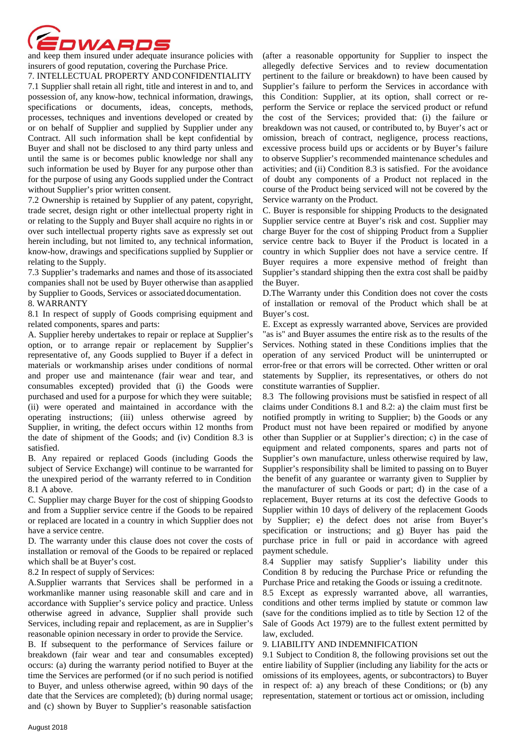and keep them insured under adequate insurance policies with insurers of good reputation, covering the Purchase Price.

## 7. INTELLECTUAL PROPERTY AND CONFIDENTIALITY

7.1 Supplier shall retain all right, title and interest in and to, and possession of, any know-how, technical information, drawings, specifications or documents, ideas, concepts, methods, processes, techniques and inventions developed or created by or on behalf of Supplier and supplied by Supplier under any Contract. All such information shall be kept confidential by Buyer and shall not be disclosed to any third party unless and until the same is or becomes public knowledge nor shall any such information be used by Buyer for any purpose other than for the purpose of using any Goods supplied under the Contract without Supplier's prior written consent.

7.2 Ownership is retained by Supplier of any patent, copyright, trade secret, design right or other intellectual property right in or relating to the Supply and Buyer shall acquire no rights in or over such intellectual property rights save as expressly set out herein including, but not limited to, any technical information, know-how, drawings and specifications supplied by Supplier or relating to the Supply.

7.3 Supplier's trademarks and names and those of its associated companies shall not be used by Buyer otherwise than as applied by Supplier to Goods, Services or associated documentation.

## 8. WARRANTY

8.1 In respect of supply of Goods comprising equipment and related components, spares and parts:

A. Supplier hereby undertakes to repair or replace at Supplier's option, or to arrange repair or replacement by Supplier's representative of, any Goods supplied to Buyer if a defect in materials or workmanship arises under conditions of normal and proper use and maintenance (fair wear and tear, and consumables excepted) provided that (i) the Goods were purchased and used for a purpose for which they were suitable; (ii) were operated and maintained in accordance with the operating instructions; (iii) unless otherwise agreed by Supplier, in writing, the defect occurs within 12 months from the date of shipment of the Goods; and (iv) Condition 8.3 is satisfied.

B. Any repaired or replaced Goods (including Goods the subject of Service Exchange) will continue to be warranted for the unexpired period of the warranty referred to in Condition 8.1 A above.

C. Supplier may charge Buyer for the cost of shipping Goods to and from a Supplier service centre if the Goods to be repaired or replaced are located in a country in which Supplier does not have a service centre.

D. The warranty under this clause does not cover the costs of installation or removal of the Goods to be repaired or replaced which shall be at Buyer's cost.

8.2 In respect of supply of Services:

A. Supplier warrants that Services shall be performed in a workmanlike manner using reasonable skill and care and in accordance with Supplier's service policy and practice. Unless otherwise agreed in advance, Supplier shall provide such Services, including repair and replacement, as are in Supplier's reasonable opinion necessary in order to provide the Service.

B. If subsequent to the performance of Services failure or breakdown (fair wear and tear and consumables excepted) occurs: (a) during the warranty period notified to Buyer at the time the Services are performed (or if no such period is notified to Buyer, and unless otherwise agreed, within 90 days of the date that the Services are completed); (b) during normal usage; and (c) shown by Buyer to Supplier's reasonable satisfaction (after a reasonable opportunity for Supplier to inspect the allegedly defective Services and to review documentation pertinent to the failure or breakdown) to have been caused by Supplier's failure to perform the Services in accordance with this Condition: Supplier, at its option, shall correct or re-perform the Service or replace the serviced product or refund the cost of the Services; provided that: (i) the failure or breakdown was not caused, or contributed to, by Buyer's act or omission, breach of contract, negligence, process reactions, excessive process build ups or accidents or by Buyer's failure to observe Supplier's recommended maintenance schedules and activities; and (ii) Condition 8.3 is satisfied. For the avoidance of doubt any components of a Product not replaced in the course of the Product being serviced will not be covered by the Service warranty on the Product.

C. Buyer is responsible for shipping Products to the designated Supplier service centre at Buyer's risk and cost. Supplier may charge Buyer for the cost of shipping Product from a Supplier service centre back to Buyer if the Product is located in a country in which Supplier does not have a service centre. If Buyer requires a more expensive method of freight than Supplier's standard shipping then the extra cost shall be paid by the Buyer.

D. The Warranty under this Condition does not cover the costs of installation or removal of the Product which shall be at Buyer's cost.

E. Except as expressly warranted above, Services are provided "as is" and Buyer assumes the entire risk as to the results of the Services. Nothing stated in these Conditions implies that the operation of any serviced Product will be uninterrupted or error-free or that errors will be corrected. Other written or oral statements by Supplier, its representatives, or others do not constitute warranties of Supplier.

8.3 The following provisions must be satisfied in respect of all claims under Conditions 8.1 and 8.2: a) the claim must first be notified promptly in writing to Supplier; b) the Goods or any Product must not have been repaired or modified by anyone other than Supplier or at Supplier's direction; c) in the case of equipment and related components, spares and parts not of Supplier's own manufacture, unless otherwise required by law, Supplier's responsibility shall be limited to passing on to Buyer the benefit of any guarantee or warranty given to Supplier by the manufacturer of such Goods or part; d) in the case of a replacement, Buyer returns at its cost the defective Goods to Supplier within 10 days of delivery of the replacement Goods by Supplier; e) the defect does not arise from Buyer's specification or instructions; and g) Buyer has paid the purchase price in full or paid in accordance with agreed payment schedule.

8.4 Supplier may satisfy Supplier's liability under this Condition 8 by reducing the Purchase Price or refunding the Purchase Price and retaking the Goods or issuing a credit note.

8.5 Except as expressly warranted above, all warranties, conditions and other terms implied by statute or common law (save for the conditions implied as to title by Section 12 of the Sale of Goods Act 1979) are to the fullest extent permitted by law, excluded.

## 9. LIABILITY AND INDEMNIFICATION

9.1 Subject to Condition 8, the following provisions set out the entire liability of Supplier (including any liability for the acts or omissions of its employees, agents, or subcontractors) to Buyer in respect of: a) any breach of these Conditions; or (b) any representation, statement or tortious act or omission, including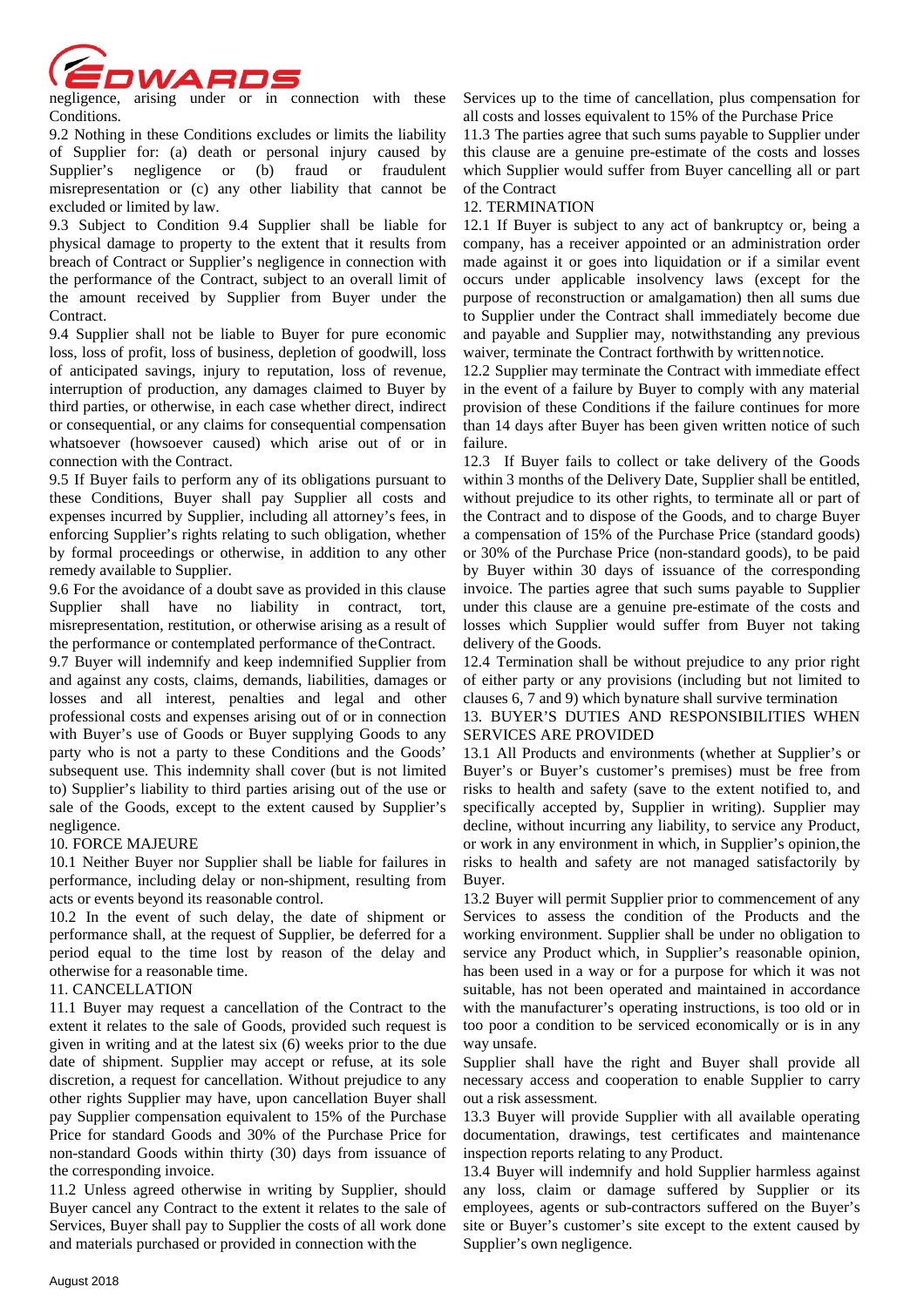negligence, arising under or in connection with these Conditions.

9.2 Nothing in these Conditions excludes or limits the liability of Supplier for: (a) death or personal injury caused by Supplier's negligence or (b) fraud or fraudulent misrepresentation or (c) any other liability that cannot be excluded or limited by law.

9.3 Subject to Condition 9.4 Supplier shall be liable for physical damage to property to the extent that it results from breach of Contract or Supplier's negligence in connection with the performance of the Contract, subject to an overall limit of the amount received by Supplier from Buyer under the Contract.

9.4 Supplier shall not be liable to Buyer for pure economic loss, loss of profit, loss of business, depletion of goodwill, loss of anticipated savings, injury to reputation, loss of revenue, interruption of production, any damages claimed to Buyer by third parties, or otherwise, in each case whether direct, indirect or consequential, or any claims for consequential compensation whatsoever (howsoever caused) which arise out of or in connection with the Contract.

9.5 If Buyer fails to perform any of its obligations pursuant to these Conditions, Buyer shall pay Supplier all costs and expenses incurred by Supplier, including all attorney's fees, in enforcing Supplier's rights relating to such obligation, whether by formal proceedings or otherwise, in addition to any other remedy available to Supplier.

9.6 For the avoidance of a doubt save as provided in this clause Supplier shall have no liability in contract, tort, misrepresentation, restitution, or otherwise arising as a result of the performance or contemplated performance of the Contract.

9.7 Buyer will indemnify and keep indemnified Supplier from and against any costs, claims, demands, liabilities, damages or losses and all interest, penalties and legal and other professional costs and expenses arising out of or in connection with Buyer's use of Goods or Buyer supplying Goods to any party who is not a party to these Conditions and the Goods' subsequent use. This indemnity shall cover (but is not limited to) Supplier's liability to third parties arising out of the use or sale of the Goods, except to the extent caused by Supplier's negligence.

10. FORCE MAJEURE

10.1 Neither Buyer nor Supplier shall be liable for failures in performance, including delay or non-shipment, resulting from acts or events beyond its reasonable control.

10.2 In the event of such delay, the date of shipment or performance shall, at the request of Supplier, be deferred for a period equal to the time lost by reason of the delay and otherwise for a reasonable time.

11. CANCELLATION

11.1 Buyer may request a cancellation of the Contract to the extent it relates to the sale of Goods, provided such request is given in writing and at the latest six (6) weeks prior to the due date of shipment. Supplier may accept or refuse, at its sole discretion, a request for cancellation. Without prejudice to any other rights Supplier may have, upon cancellation Buyer shall pay Supplier compensation equivalent to 15% of the Purchase Price for standard Goods and 30% of the Purchase Price for non-standard Goods within thirty (30) days from issuance of the corresponding invoice.

11.2 Unless agreed otherwise in writing by Supplier, should Buyer cancel any Contract to the extent it relates to the sale of Services, Buyer shall pay to Supplier the costs of all work done and materials purchased or provided in connection with the Services up to the time of cancellation, plus compensation for all costs and losses equivalent to 15% of the Purchase Price

11.3 The parties agree that such sums payable to Supplier under this clause are a genuine pre-estimate of the costs and losses which Supplier would suffer from Buyer cancelling all or part of the Contract

12. TERMINATION

12.1 If Buyer is subject to any act of bankruptcy or, being a company, has a receiver appointed or an administration order made against it or goes into liquidation or if a similar event occurs under applicable insolvency laws (except for the purpose of reconstruction or amalgamation) then all sums due to Supplier under the Contract shall immediately become due and payable and Supplier may, notwithstanding any previous waiver, terminate the Contract forthwith by written notice.

12.2 Supplier may terminate the Contract with immediate effect in the event of a failure by Buyer to comply with any material provision of these Conditions if the failure continues for more than 14 days after Buyer has been given written notice of such failure.

12.3 If Buyer fails to collect or take delivery of the Goods within 3 months of the Delivery Date, Supplier shall be entitled, without prejudice to its other rights, to terminate all or part of the Contract and to dispose of the Goods, and to charge Buyer a compensation of 15% of the Purchase Price (standard goods) or 30% of the Purchase Price (non-standard goods), to be paid by Buyer within 30 days of issuance of the corresponding invoice. The parties agree that such sums payable to Supplier under this clause are a genuine pre-estimate of the costs and losses which Supplier would suffer from Buyer not taking delivery of the Goods.

12.4 Termination shall be without prejudice to any prior right of either party or any provisions (including but not limited to clauses 6, 7 and 9) which by nature shall survive termination

13. BUYER'S DUTIES AND RESPONSIBILITIES WHEN SERVICES ARE PROVIDED

13.1 All Products and environments (whether at Supplier's or Buyer's or Buyer's customer's premises) must be free from risks to health and safety (save to the extent notified to, and specifically accepted by, Supplier in writing). Supplier may decline, without incurring any liability, to service any Product, or work in any environment in which, in Supplier's opinion, the risks to health and safety are not managed satisfactorily by Buyer.

13.2 Buyer will permit Supplier prior to commencement of any Services to assess the condition of the Products and the working environment. Supplier shall be under no obligation to service any Product which, in Supplier's reasonable opinion, has been used in a way or for a purpose for which it was not suitable, has not been operated and maintained in accordance with the manufacturer's operating instructions, is too old or in too poor a condition to be serviced economically or is in any way unsafe.

Supplier shall have the right and Buyer shall provide all necessary access and cooperation to enable Supplier to carry out a risk assessment.

13.3 Buyer will provide Supplier with all available operating documentation, drawings, test certificates and maintenance inspection reports relating to any Product.

13.4 Buyer will indemnify and hold Supplier harmless against any loss, claim or damage suffered by Supplier or its employees, agents or sub-contractors suffered on the Buyer's site or Buyer's customer's site except to the extent caused by Supplier's own negligence.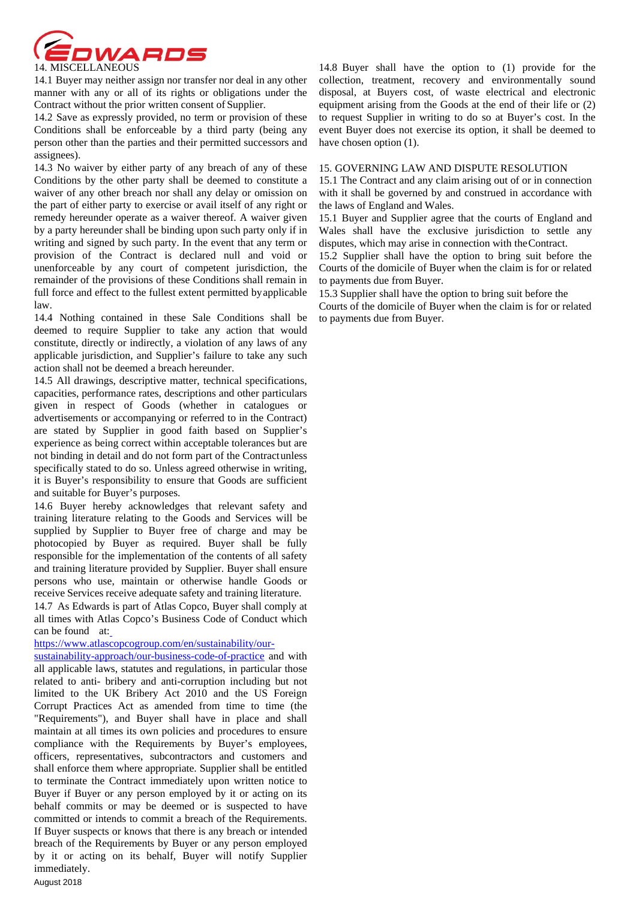## 14. MISCELLANEOUS

14.1 Buyer may neither assign nor transfer nor deal in any other manner with any or all of its rights or obligations under the Contract without the prior written consent of Supplier.

14.2 Save as expressly provided, no term or provision of these Conditions shall be enforceable by a third party (being any person other than the parties and their permitted successors and assignees).

14.3 No waiver by either party of any breach of any of these Conditions by the other party shall be deemed to constitute a waiver of any other breach nor shall any delay or omission on the part of either party to exercise or avail itself of any right or remedy hereunder operate as a waiver thereof. A waiver given by a party hereunder shall be binding upon such party only if in writing and signed by such party. In the event that any term or provision of the Contract is declared null and void or unenforceable by any court of competent jurisdiction, the remainder of the provisions of these Conditions shall remain in full force and effect to the fullest extent permitted by applicable law.

14.4 Nothing contained in these Sale Conditions shall be deemed to require Supplier to take any action that would constitute, directly or indirectly, a violation of any laws of any applicable jurisdiction, and Supplier's failure to take any such action shall not be deemed a breach hereunder.

14.5 All drawings, descriptive matter, technical specifications, capacities, performance rates, descriptions and other particulars given in respect of Goods (whether in catalogues or advertisements or accompanying or referred to in the Contract) are stated by Supplier in good faith based on Supplier's experience as being correct within acceptable tolerances but are not binding in detail and do not form part of the Contract unless specifically stated to do so. Unless agreed otherwise in writing, it is Buyer's responsibility to ensure that Goods are sufficient and suitable for Buyer's purposes.

14.6 Buyer hereby acknowledges that relevant safety and training literature relating to the Goods and Services will be supplied by Supplier to Buyer free of charge and may be photocopied by Buyer as required. Buyer shall be fully responsible for the implementation of the contents of all safety and training literature provided by Supplier. Buyer shall ensure persons who use, maintain or otherwise handle Goods or receive Services receive adequate safety and training literature.

14.7 As Edwards is part of Atlas Copco, Buyer shall comply at all times with Atlas Copco's Business Code of Conduct which can be found at: https://www.atlascopcogroup.com/en/sustainability/our-sustainability-approach/our-business-code-of-practice and with all applicable laws, statutes and regulations, in particular those related to anti- bribery and anti-corruption including but not limited to the UK Bribery Act 2010 and the US Foreign Corrupt Practices Act as amended from time to time (the "Requirements"), and Buyer shall have in place and shall maintain at all times its own policies and procedures to ensure compliance with the Requirements by Buyer's employees, officers, representatives, subcontractors and customers and shall enforce them where appropriate. Supplier shall be entitled to terminate the Contract immediately upon written notice to Buyer if Buyer or any person employed by it or acting on its behalf commits or may be deemed or is suspected to have committed or intends to commit a breach of the Requirements. If Buyer suspects or knows that there is any breach or intended breach of the Requirements by Buyer or any person employed by it or acting on its behalf, Buyer will notify Supplier immediately.

14.8 Buyer shall have the option to (1) provide for the collection, treatment, recovery and environmentally sound disposal, at Buyers cost, of waste electrical and electronic equipment arising from the Goods at the end of their life or (2) to request Supplier in writing to do so at Buyer's cost. In the event Buyer does not exercise its option, it shall be deemed to have chosen option (1).

## 15. GOVERNING LAW AND DISPUTE RESOLUTION

15.1 The Contract and any claim arising out of or in connection with it shall be governed by and construed in accordance with the laws of England and Wales.

15.1 Buyer and Supplier agree that the courts of England and Wales shall have the exclusive jurisdiction to settle any disputes, which may arise in connection with the Contract.

15.2 Supplier shall have the option to bring suit before the Courts of the domicile of Buyer when the claim is for or related to payments due from Buyer.

15.3 Supplier shall have the option to bring suit before the Courts of the domicile of Buyer when the claim is for or related to payments due from Buyer.

August 2018